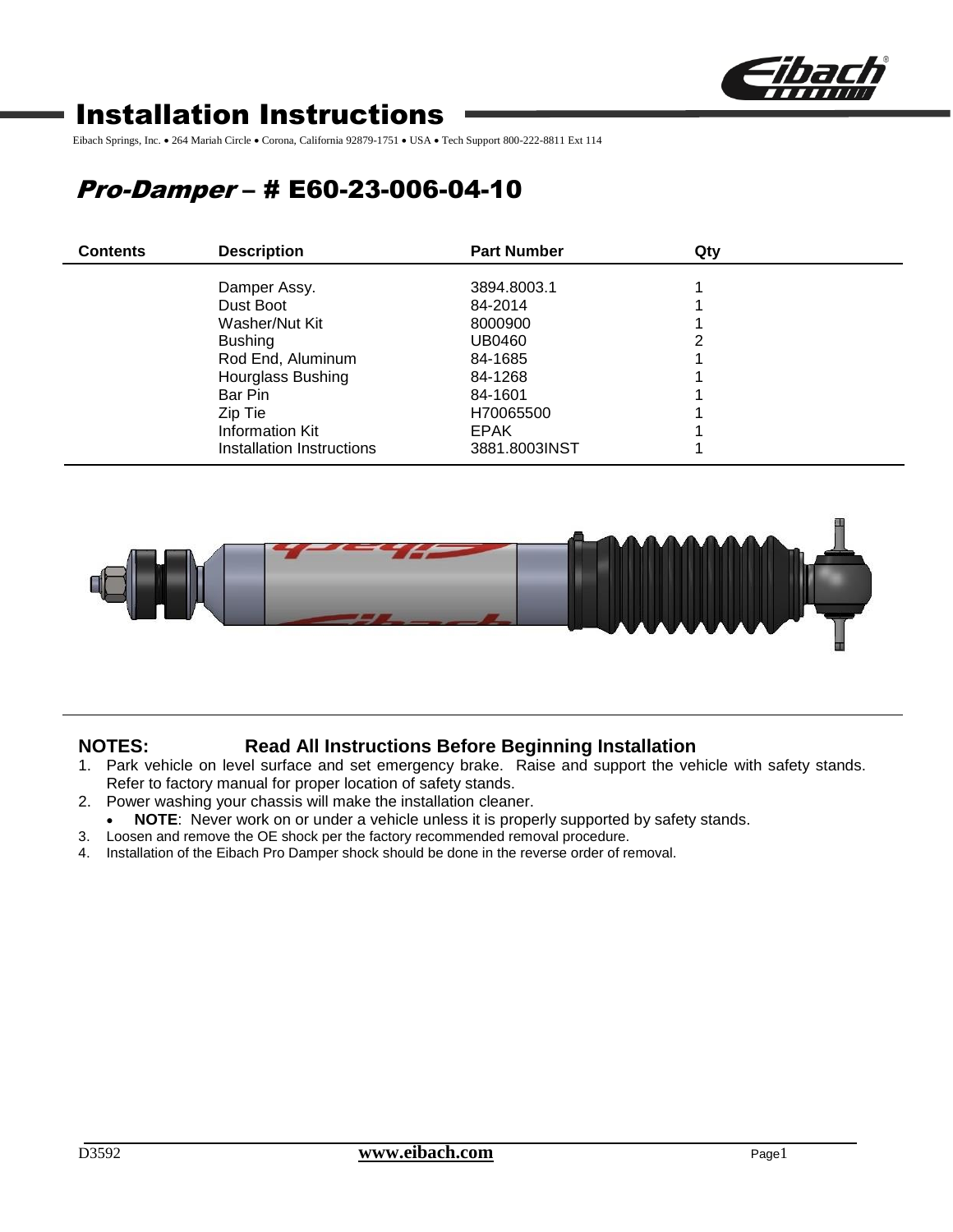# Installation Instructions

Eibach Springs, Inc. • 264 Mariah Circle • Corona, California 92879-1751 • USA • Tech Support 800-222-8811 Ext 114

## *Pro-Damper* – # E60-23-006-04-10

| Contents | Description | Part Number | Qty |
|---|---|---|---|
| | Damper Assy. | 3894.8003.1 | 1 |
| | Dust Boot | 84-2014 | 1 |
| | Washer/Nut Kit | 8000900 | 1 |
| | Bushing | UB0460 | 2 |
| | Rod End, Aluminum | 84-1685 | 1 |
| | Hourglass Bushing | 84-1268 | 1 |
| | Bar Pin | 84-1601 | 1 |
| | Zip Tie | H70065500 | 1 |
| | Information Kit | EPAK | 1 |
| | Installation Instructions | 3881.8003INST | 1 |

**NOTES:** **Read All Instructions Before Beginning Installation**

1. Park vehicle on level surface and set emergency brake. Raise and support the vehicle with safety stands. Refer to factory manual for proper location of safety stands.
2. Power washing your chassis will make the installation cleaner.
   - **NOTE**: Never work on or under a vehicle unless it is properly supported by safety stands.
3. Loosen and remove the OE shock per the factory recommended removal procedure.
4. Installation of the Eibach Pro Damper shock should be done in the reverse order of removal.

D3592 **www.eibach.com**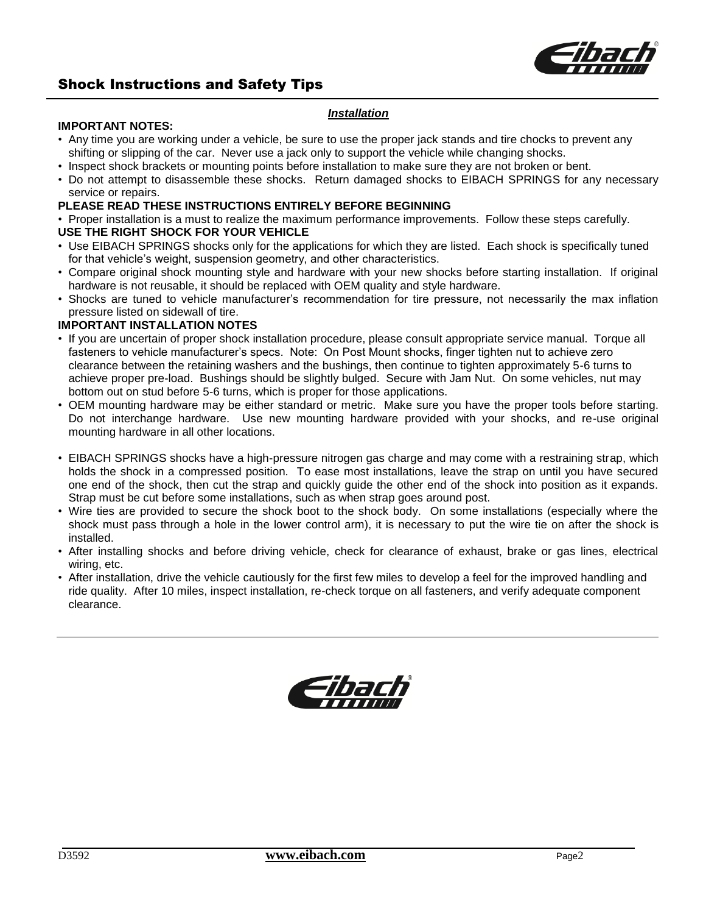# Shock Instructions and Safety Tips

## *Installation*

**IMPORTANT NOTES:**

- Any time you are working under a vehicle, be sure to use the proper jack stands and tire chocks to prevent any shifting or slipping of the car. Never use a jack only to support the vehicle while changing shocks.
- Inspect shock brackets or mounting points before installation to make sure they are not broken or bent.
- Do not attempt to disassemble these shocks. Return damaged shocks to EIBACH SPRINGS for any necessary service or repairs.

**PLEASE READ THESE INSTRUCTIONS ENTIRELY BEFORE BEGINNING**

- Proper installation is a must to realize the maximum performance improvements. Follow these steps carefully.

**USE THE RIGHT SHOCK FOR YOUR VEHICLE**

- Use EIBACH SPRINGS shocks only for the applications for which they are listed. Each shock is specifically tuned for that vehicle's weight, suspension geometry, and other characteristics.
- Compare original shock mounting style and hardware with your new shocks before starting installation. If original hardware is not reusable, it should be replaced with OEM quality and style hardware.
- Shocks are tuned to vehicle manufacturer's recommendation for tire pressure, not necessarily the max inflation pressure listed on sidewall of tire.

**IMPORTANT INSTALLATION NOTES**

- If you are uncertain of proper shock installation procedure, please consult appropriate service manual. Torque all fasteners to vehicle manufacturer's specs. Note: On Post Mount shocks, finger tighten nut to achieve zero clearance between the retaining washers and the bushings, then continue to tighten approximately 5-6 turns to achieve proper pre-load. Bushings should be slightly bulged. Secure with Jam Nut. On some vehicles, nut may bottom out on stud before 5-6 turns, which is proper for those applications.
- OEM mounting hardware may be either standard or metric. Make sure you have the proper tools before starting. Do not interchange hardware. Use new mounting hardware provided with your shocks, and re-use original mounting hardware in all other locations.
- EIBACH SPRINGS shocks have a high-pressure nitrogen gas charge and may come with a restraining strap, which holds the shock in a compressed position. To ease most installations, leave the strap on until you have secured one end of the shock, then cut the strap and quickly guide the other end of the shock into position as it expands. Strap must be cut before some installations, such as when strap goes around post.
- Wire ties are provided to secure the shock boot to the shock body. On some installations (especially where the shock must pass through a hole in the lower control arm), it is necessary to put the wire tie on after the shock is installed.
- After installing shocks and before driving vehicle, check for clearance of exhaust, brake or gas lines, electrical wiring, etc.
- After installation, drive the vehicle cautiously for the first few miles to develop a feel for the improved handling and ride quality. After 10 miles, inspect installation, re-check torque on all fasteners, and verify adequate component clearance.

D3592 **www.eibach.com**